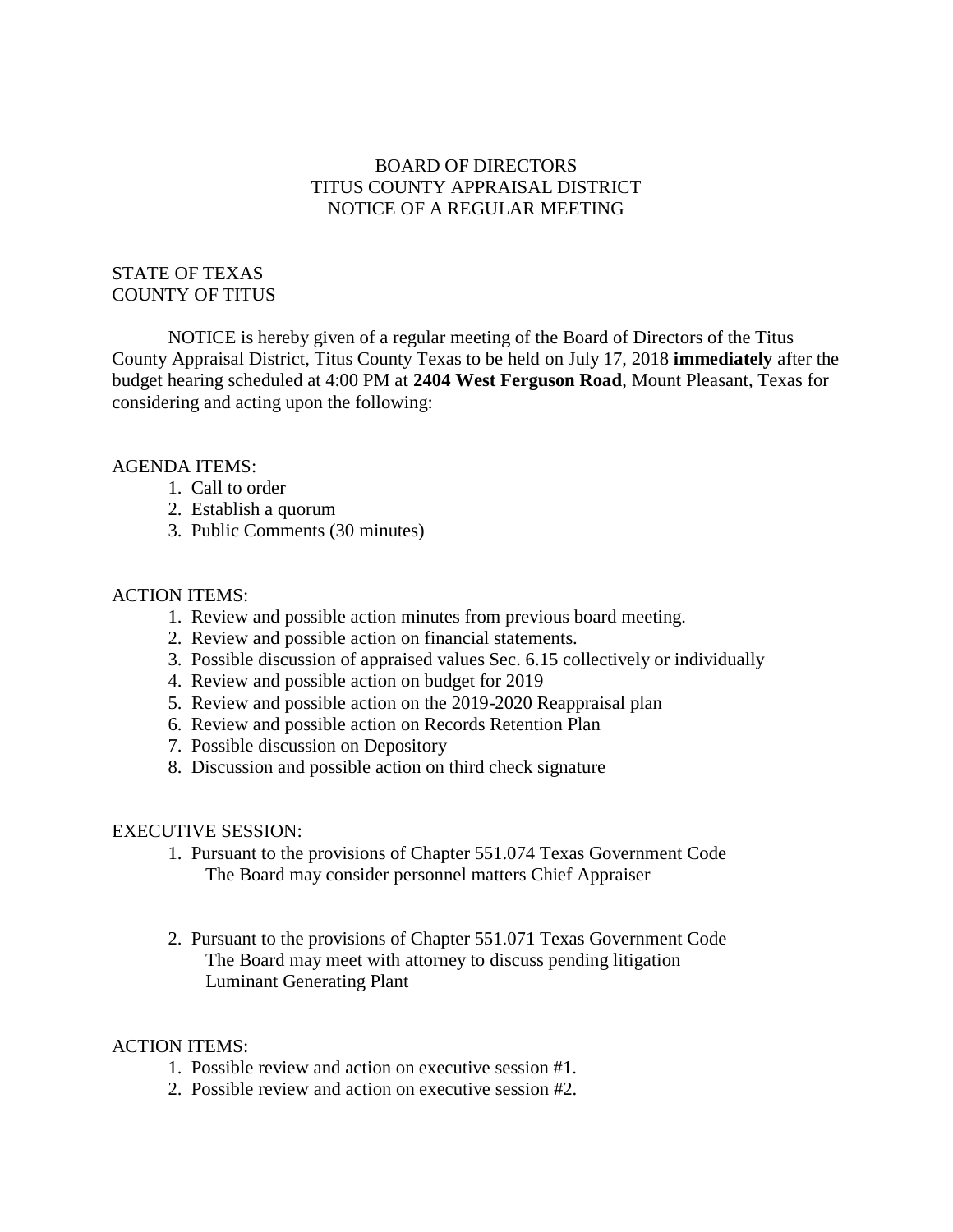# BOARD OF DIRECTORS
# TITUS COUNTY APPRAISAL DISTRICT
# NOTICE OF A REGULAR MEETING

STATE OF TEXAS
COUNTY OF TITUS

NOTICE is hereby given of a regular meeting of the Board of Directors of the Titus County Appraisal District, Titus County Texas to be held on July 17, 2018 **immediately** after the budget hearing scheduled at 4:00 PM at **2404 West Ferguson Road**, Mount Pleasant, Texas for considering and acting upon the following:

AGENDA ITEMS:

1. Call to order
2. Establish a quorum
3. Public Comments (30 minutes)

ACTION ITEMS:

1. Review and possible action minutes from previous board meeting.
2. Review and possible action on financial statements.
3. Possible discussion of appraised values Sec. 6.15 collectively or individually
4. Review and possible action on budget for 2019
5. Review and possible action on the 2019-2020 Reappraisal plan
6. Review and possible action on Records Retention Plan
7. Possible discussion on Depository
8. Discussion and possible action on third check signature

EXECUTIVE SESSION:

1. Pursuant to the provisions of Chapter 551.074 Texas Government Code
   The Board may consider personnel matters Chief Appraiser

2. Pursuant to the provisions of Chapter 551.071 Texas Government Code
   The Board may meet with attorney to discuss pending litigation
   Luminant Generating Plant

ACTION ITEMS:

1. Possible review and action on executive session #1.
2. Possible review and action on executive session #2.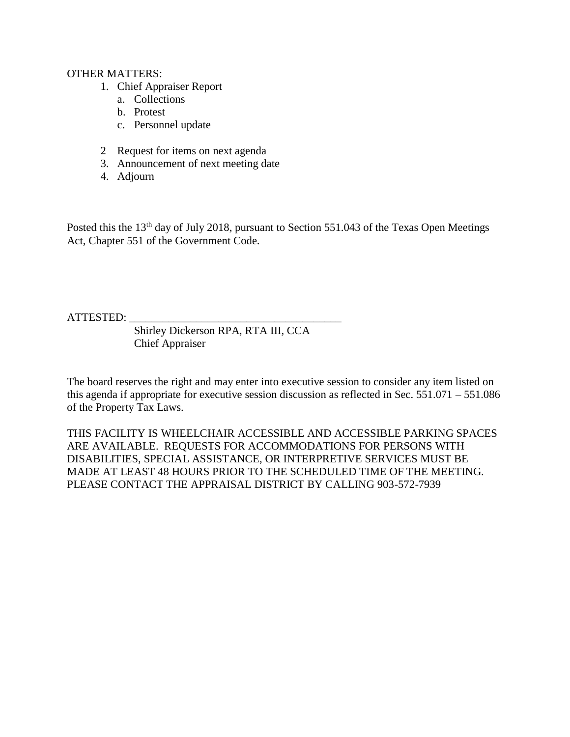OTHER MATTERS:

1. Chief Appraiser Report
   a. Collections
   b. Protest
   c. Personnel update

2 Request for items on next agenda
3. Announcement of next meeting date
4. Adjourn

Posted this the 13th day of July 2018, pursuant to Section 551.043 of the Texas Open Meetings Act, Chapter 551 of the Government Code.

ATTESTED: ______________________________________

Shirley Dickerson RPA, RTA III, CCA
Chief Appraiser

The board reserves the right and may enter into executive session to consider any item listed on this agenda if appropriate for executive session discussion as reflected in Sec. 551.071 – 551.086 of the Property Tax Laws.

THIS FACILITY IS WHEELCHAIR ACCESSIBLE AND ACCESSIBLE PARKING SPACES ARE AVAILABLE. REQUESTS FOR ACCOMMODATIONS FOR PERSONS WITH DISABILITIES, SPECIAL ASSISTANCE, OR INTERPRETIVE SERVICES MUST BE MADE AT LEAST 48 HOURS PRIOR TO THE SCHEDULED TIME OF THE MEETING. PLEASE CONTACT THE APPRAISAL DISTRICT BY CALLING 903-572-7939